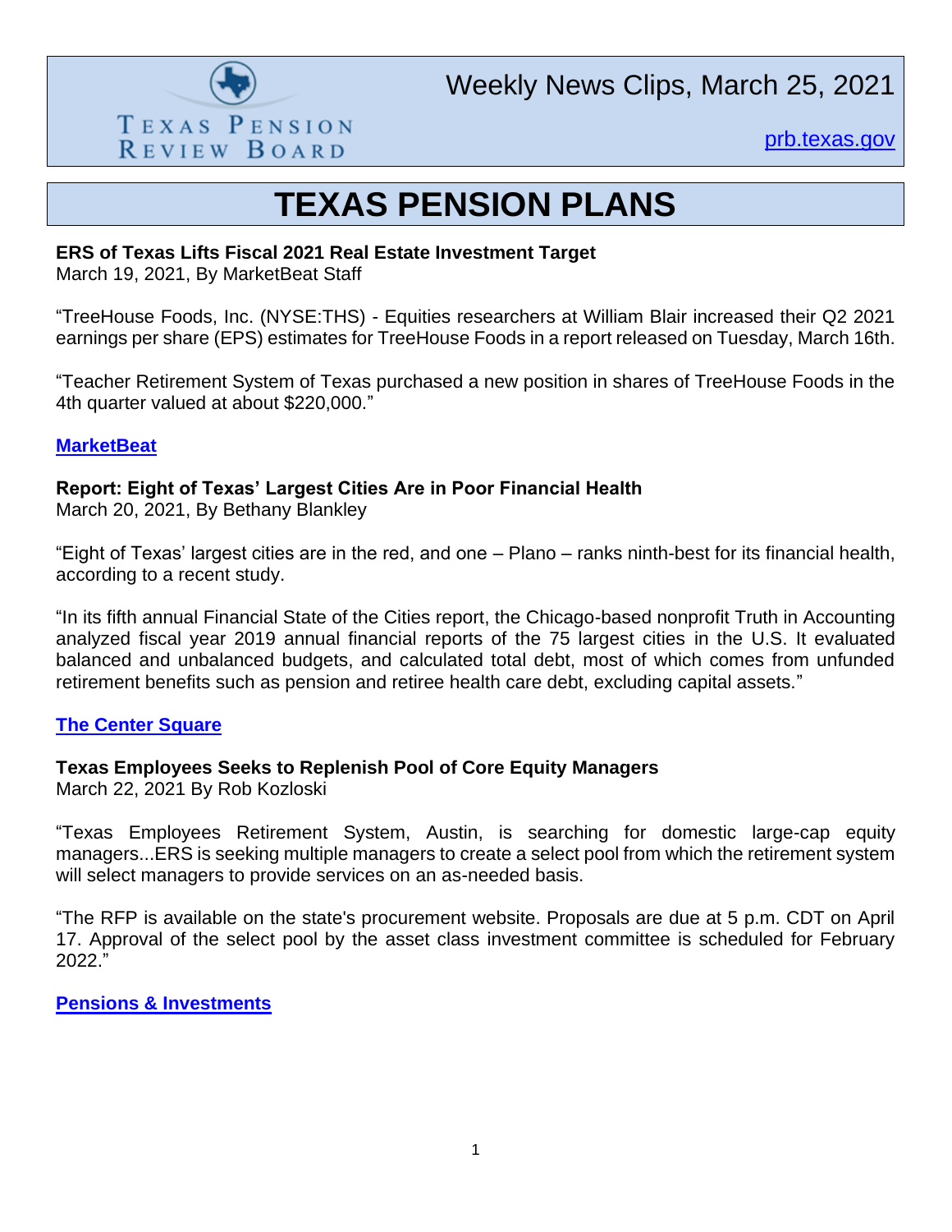# Weekly News Clips, March 25, 2021

Texas Pension Review Board

[prb.texas.gov](prb.texas.gov)

## TEXAS PENSION PLANS

**ERS of Texas Lifts Fiscal 2021 Real Estate Investment Target**
March 19, 2021, By MarketBeat Staff

"TreeHouse Foods, Inc. (NYSE:THS) - Equities researchers at William Blair increased their Q2 2021 earnings per share (EPS) estimates for TreeHouse Foods in a report released on Tuesday, March 16th.

"Teacher Retirement System of Texas purchased a new position in shares of TreeHouse Foods in the 4th quarter valued at about $220,000."

**MarketBeat**

**Report: Eight of Texas' Largest Cities Are in Poor Financial Health**
March 20, 2021, By Bethany Blankley

"Eight of Texas' largest cities are in the red, and one – Plano – ranks ninth-best for its financial health, according to a recent study.

"In its fifth annual Financial State of the Cities report, the Chicago-based nonprofit Truth in Accounting analyzed fiscal year 2019 annual financial reports of the 75 largest cities in the U.S. It evaluated balanced and unbalanced budgets, and calculated total debt, most of which comes from unfunded retirement benefits such as pension and retiree health care debt, excluding capital assets."

**The Center Square**

**Texas Employees Seeks to Replenish Pool of Core Equity Managers**
March 22, 2021 By Rob Kozloski

"Texas Employees Retirement System, Austin, is searching for domestic large-cap equity managers...ERS is seeking multiple managers to create a select pool from which the retirement system will select managers to provide services on an as-needed basis.

"The RFP is available on the state's procurement website. Proposals are due at 5 p.m. CDT on April 17. Approval of the select pool by the asset class investment committee is scheduled for February 2022."

**Pensions & Investments**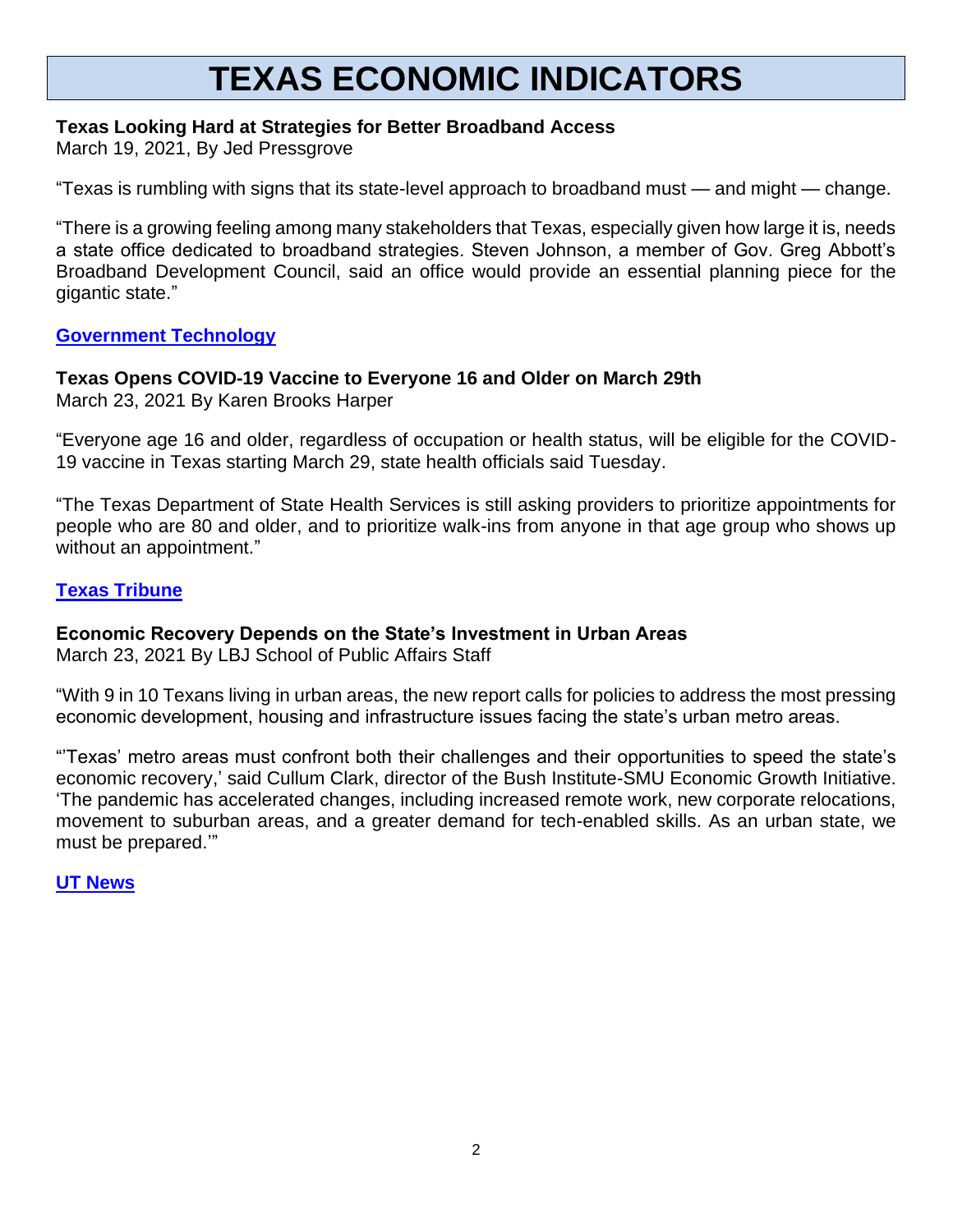# TEXAS ECONOMIC INDICATORS

**Texas Looking Hard at Strategies for Better Broadband Access**
March 19, 2021, By Jed Pressgrove

"Texas is rumbling with signs that its state-level approach to broadband must — and might — change.

"There is a growing feeling among many stakeholders that Texas, especially given how large it is, needs a state office dedicated to broadband strategies. Steven Johnson, a member of Gov. Greg Abbott's Broadband Development Council, said an office would provide an essential planning piece for the gigantic state."

**Government Technology**

**Texas Opens COVID-19 Vaccine to Everyone 16 and Older on March 29th**
March 23, 2021 By Karen Brooks Harper

"Everyone age 16 and older, regardless of occupation or health status, will be eligible for the COVID-19 vaccine in Texas starting March 29, state health officials said Tuesday.

"The Texas Department of State Health Services is still asking providers to prioritize appointments for people who are 80 and older, and to prioritize walk-ins from anyone in that age group who shows up without an appointment."

**Texas Tribune**

**Economic Recovery Depends on the State's Investment in Urban Areas**
March 23, 2021 By LBJ School of Public Affairs Staff

"With 9 in 10 Texans living in urban areas, the new report calls for policies to address the most pressing economic development, housing and infrastructure issues facing the state's urban metro areas.

"'Texas' metro areas must confront both their challenges and their opportunities to speed the state's economic recovery,' said Cullum Clark, director of the Bush Institute-SMU Economic Growth Initiative. 'The pandemic has accelerated changes, including increased remote work, new corporate relocations, movement to suburban areas, and a greater demand for tech-enabled skills. As an urban state, we must be prepared.'"

**UT News**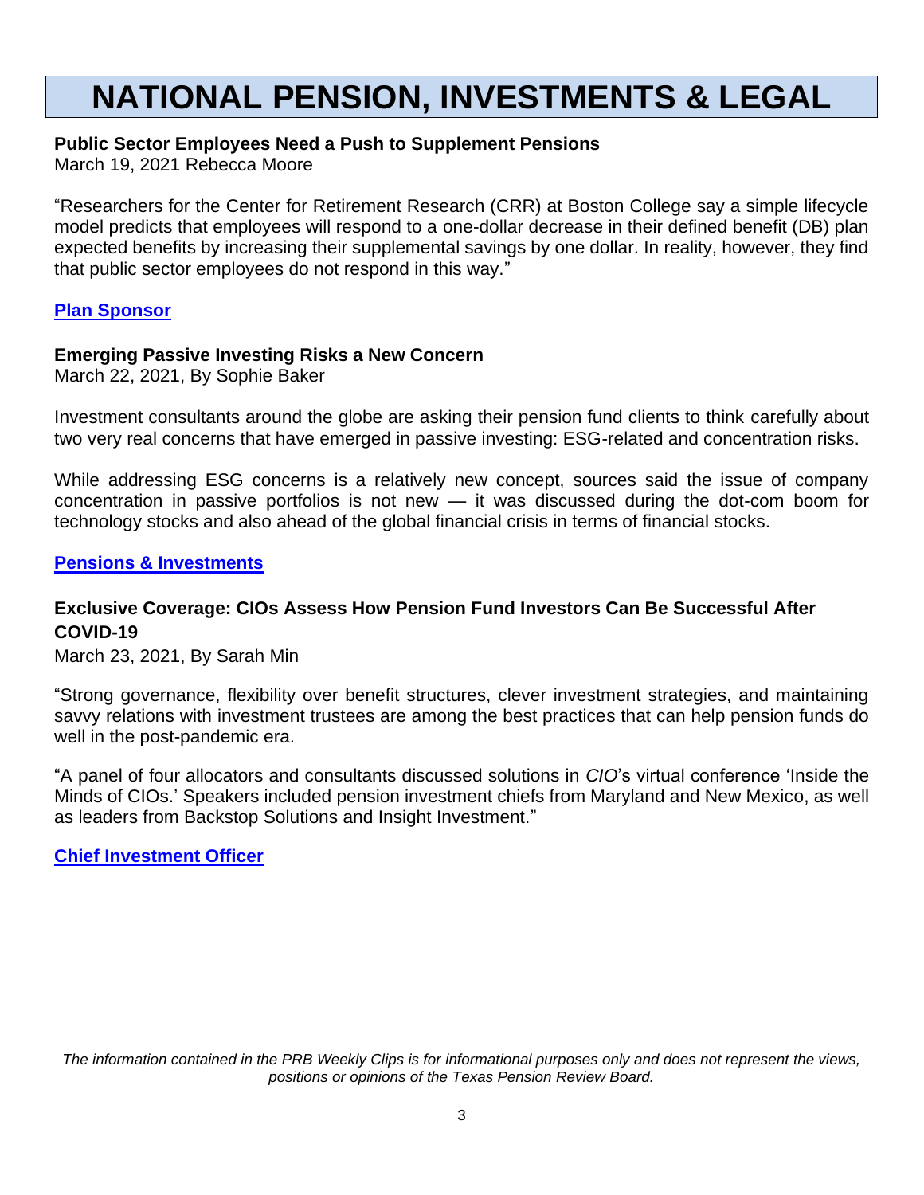# NATIONAL PENSION, INVESTMENTS & LEGAL

**Public Sector Employees Need a Push to Supplement Pensions**
March 19, 2021 Rebecca Moore

"Researchers for the Center for Retirement Research (CRR) at Boston College say a simple lifecycle model predicts that employees will respond to a one-dollar decrease in their defined benefit (DB) plan expected benefits by increasing their supplemental savings by one dollar. In reality, however, they find that public sector employees do not respond in this way."

**Plan Sponsor**

**Emerging Passive Investing Risks a New Concern**
March 22, 2021, By Sophie Baker

Investment consultants around the globe are asking their pension fund clients to think carefully about two very real concerns that have emerged in passive investing: ESG-related and concentration risks.

While addressing ESG concerns is a relatively new concept, sources said the issue of company concentration in passive portfolios is not new — it was discussed during the dot-com boom for technology stocks and also ahead of the global financial crisis in terms of financial stocks.

**Pensions & Investments**

**Exclusive Coverage: CIOs Assess How Pension Fund Investors Can Be Successful After COVID-19**
March 23, 2021, By Sarah Min

"Strong governance, flexibility over benefit structures, clever investment strategies, and maintaining savvy relations with investment trustees are among the best practices that can help pension funds do well in the post-pandemic era.

"A panel of four allocators and consultants discussed solutions in *CIO*'s virtual conference 'Inside the Minds of CIOs.' Speakers included pension investment chiefs from Maryland and New Mexico, as well as leaders from Backstop Solutions and Insight Investment."

**Chief Investment Officer**

*The information contained in the PRB Weekly Clips is for informational purposes only and does not represent the views, positions or opinions of the Texas Pension Review Board.*